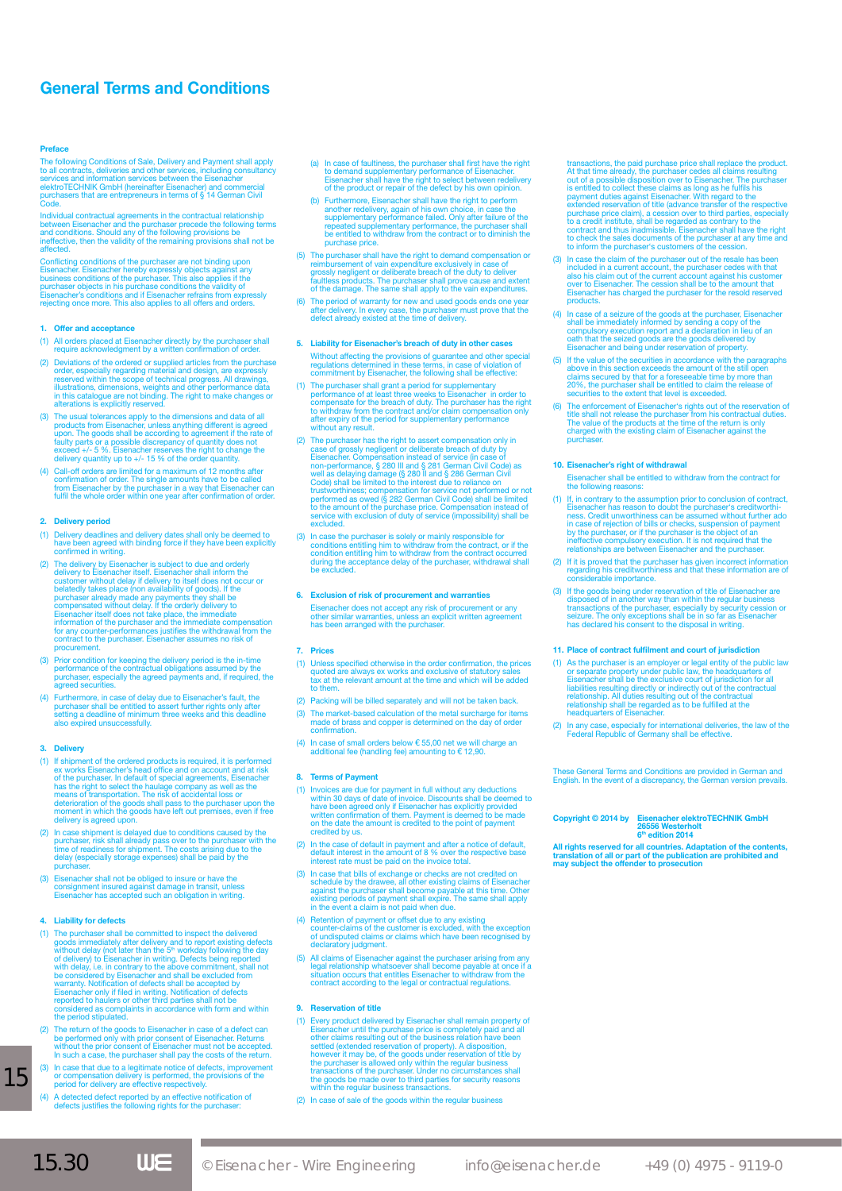# General Terms and Conditions

**Preface**

The following Conditions of Sale, Delivery and Payment shall apply to all contracts, deliveries and other services, including consultancy services and information services between the Eisenacher elektroTECHNIK GmbH (hereinafter Eisenacher) and commercial purchasers that are entrepreneurs in terms of § 14 German Civil Code.

Individual contractual agreements in the contractual relationship between Eisenacher and the purchaser precede the following terms and conditions. Should any of the following provisions be ineffective, then the validity of the remaining provisions shall not be affected.

Conflicting conditions of the purchaser are not binding upon Eisenacher. Eisenacher hereby expressly objects against any business conditions of the purchaser. This also applies if the purchaser objects in his purchase conditions the validity of Eisenacher's conditions and if Eisenacher refrains from expressly rejecting once more. This also applies to all offers and orders.

## 1. Offer and acceptance

(1) All orders placed at Eisenacher directly by the purchaser shall require acknowledgment by a written confirmation of order.

(2) Deviations of the ordered or supplied articles from the purchase order, especially regarding material and design, are expressly reserved within the scope of technical progress. All drawings, illustrations, dimensions, weights and other performance data in this catalogue are not binding. The right to make changes or alterations is explicitly reserved.

(3) The usual tolerances apply to the dimensions and data of all products from Eisenacher, unless anything different is agreed upon. The goods shall be according to agreement if the rate of faulty parts or a possible discrepancy of quantity does not exceed +/- 5 %. Eisenacher reserves the right to change the delivery quantity up to +/- 15 % of the order quantity.

(4) Call-off orders are limited for a maximum of 12 months after confirmation of order. The single amounts have to be called from Eisenacher by the purchaser in a way that Eisenacher can fulfil the whole order within one year after confirmation of order.

## 2. Delivery period

(1) Delivery deadlines and delivery dates shall only be deemed to have been agreed with binding force if they have been explicitly confirmed in writing.

(2) The delivery by Eisenacher is subject to due and orderly delivery to Eisenacher itself. Eisenacher shall inform the customer without delay if delivery to itself does not occur or belatedly takes place (non availability of goods). If the purchaser already made any payments they shall be compensated without delay. If the orderly delivery to Eisenacher itself does not take place, the immediate information of the purchaser and the immediate compensation for any counter-performances justifies the withdrawal from the contract to the purchaser. Eisenacher assumes no risk of procurement.

(3) Prior condition for keeping the delivery period is the in-time performance of the contractual obligations assumed by the purchaser, especially the agreed payments and, if required, the agreed securities.

(4) Furthermore, in case of delay due to Eisenacher's fault, the purchaser shall be entitled to assert further rights only after setting a deadline of minimum three weeks and this deadline also expired unsuccessfully.

## 3. Delivery

(1) If shipment of the ordered products is required, it is performed ex works Eisenacher's head office and on account and at risk of the purchaser. In default of special agreements, Eisenacher has the right to select the haulage company as well as the means of transportation. The risk of accidental loss or deterioration of the goods shall pass to the purchaser upon the moment in which the goods have left out premises, even if free delivery is agreed upon.

(2) In case shipment is delayed due to conditions caused by the purchaser, risk shall already pass over to the purchaser with the time of readiness for shipment. The costs arising due to the delay (especially storage expenses) shall be paid by the purchaser.

(3) Eisenacher shall not be obliged to insure or have the consignment insured against damage in transit, unless Eisenacher has accepted such an obligation in writing.

## 4. Liability for defects

(1) The purchaser shall be committed to inspect the delivered goods immediately after delivery and to report existing defects without delay (not later than the 5th workday following the day of delivery) to Eisenacher in writing. Defects being reported with delay, i.e. in contrary to the above commitment, shall not be considered by Eisenacher and shall be excluded from warranty. Notification of defects shall be accepted by Eisenacher only if filed in writing. Notification of defects reported to haulers or other third parties shall not be considered as complaints in accordance with form and within the period stipulated.

(2) The return of the goods to Eisenacher in case of a defect can be performed only with prior consent of Eisenacher. Returns without the prior consent of Eisenacher must not be accepted. In such a case, the purchaser shall pay the costs of the return.

(3) In case that due to a legitimate notice of defects, improvement or compensation delivery is performed, the provisions of the period for delivery are effective respectively.

(4) A detected defect reported by an effective notification of defects justifies the following rights for the purchaser:

(a) In case of faultiness, the purchaser shall first have the right to demand supplementary performance of Eisenacher. Eisenacher shall have the right to select between redelivery of the product or repair of the defect by his own opinion.

(b) Furthermore, Eisenacher shall have the right to perform another redelivery, again of his own choice, in case the supplementary performance failed. Only after failure of the repeated supplementary performance, the purchaser shall be entitled to withdraw from the contract or to diminish the purchase price.

(5) The purchaser shall have the right to demand compensation or reimbursement of vain expenditure exclusively in case of grossly negligent or deliberate breach of the duty to deliver faultless products. The purchaser shall prove cause and extent of the damage. The same shall apply to the vain expenditures.

(6) The period of warranty for new and used goods ends one year after delivery. In every case, the purchaser must prove that the defect already existed at the time of delivery.

## 5. Liability for Eisenacher's breach of duty in other cases

Without affecting the provisions of guarantee and other special regulations determined in these terms, in case of violation of commitment by Eisenacher, the following shall be effective:

(1) The purchaser shall grant a period for supplementary performance of at least three weeks to Eisenacher in order to compensate for the breach of duty. The purchaser has the right to withdraw from the contract and/or claim compensation only after expiry of the period for supplementary performance without any result.

(2) The purchaser has the right to assert compensation only in case of grossly negligent or deliberate breach of duty by Eisenacher. Compensation instead of service (in case of non-performance, § 280 III and § 281 German Civil Code) as well as delaying damage (§ 280 II and § 286 German Civil Code) shall be limited to the interest due to reliance on trustworthiness; compensation for service not performed or not performed as owed (§ 282 German Civil Code) shall be limited to the amount of the purchase price. Compensation instead of service with exclusion of duty of service (impossibility) shall be excluded.

(3) In case the purchaser is solely or mainly responsible for conditions entitling him to withdraw from the contract, or if the condition entitling him to withdraw from the contract occurred during the acceptance delay of the purchaser, withdrawal shall be excluded.

## 6. Exclusion of risk of procurement and warranties

Eisenacher does not accept any risk of procurement or any other similar warranties, unless an explicit written agreement has been arranged with the purchaser.

## 7. Prices

(1) Unless specified otherwise in the order confirmation, the prices quoted are always ex works and exclusive of statutory sales tax at the relevant amount at the time and which will be added to them.

(2) Packing will be billed separately and will not be taken back.

(3) The market-based calculation of the metal surcharge for items made of brass and copper is determined on the day of order confirmation.

(4) In case of small orders below € 55,00 net we will charge an additional fee (handling fee) amounting to € 12,90.

## 8. Terms of Payment

(1) Invoices are due for payment in full without any deductions within 30 days of date of invoice. Discounts shall be deemed to have been agreed only if Eisenacher has explicitly provided written confirmation of them. Payment is deemed to be made on the date the amount is credited to the point of payment credited by us.

(2) In the case of default in payment and after a notice of default, default interest in the amount of 8 % over the respective base interest rate must be paid on the invoice total.

(3) In case that bills of exchange or checks are not credited on schedule by the drawee, all other existing claims of Eisenacher against the purchaser shall become payable at this time. Other existing periods of payment shall expire. The same shall apply in the event a claim is not paid when due.

(4) Retention of payment or offset due to any existing counter-claims of the customer is excluded, with the exception of undisputed claims or claims which have been recognised by declaratory judgment.

(5) All claims of Eisenacher against the purchaser arising from any legal relationship whatsoever shall become payable at once if a situation occurs that entitles Eisenacher to withdraw from the contract according to the legal or contractual regulations.

## 9. Reservation of title

(1) Every product delivered by Eisenacher shall remain property of Eisenacher until the purchase price is completely paid and all other claims resulting out of the business relation have been settled (extended reservation of property). A disposition, however it may be, of the goods under reservation of title by the purchaser is allowed only within the regular business transactions of the purchaser. Under no circumstances shall the goods be made over to third parties for security reasons within the regular business transactions.

(2) In case of sale of the goods within the regular business transactions, the paid purchase price shall replace the product. At that time already, the purchaser cedes all claims resulting out of a possible disposition over to Eisenacher. The purchaser is entitled to collect these claims as long as he fulfils his payment duties against Eisenacher. With regard to the extended reservation of title (advance transfer of the respective purchase price claim), a cession over to third parties, especially to a credit institute, shall be regarded as contrary to the contract and thus inadmissible. Eisenacher shall have the right to check the sales documents of the purchaser at any time and to inform the purchaser's customers of the cession.

(3) In case the claim of the purchaser out of the resale has been included in a current account, the purchaser cedes with that also his claim out of the current account against his customer over to Eisenacher. The cession shall be to the amount that Eisenacher has charged the purchaser for the resold reserved products.

(4) In case of a seizure of the goods at the purchaser, Eisenacher shall be immediately informed by sending a copy of the compulsory execution report and a declaration in lieu of an oath that the seized goods are the goods delivered by Eisenacher and being under reservation of property.

(5) If the value of the securities in accordance with the paragraphs above in this section exceeds the amount of the still open claims secured by that for a foreseeable time by more than 20%, the purchaser shall be entitled to claim the release of securities to the extent that level is exceeded.

(6) The enforcement of Eisenacher's rights out of the reservation of title shall not release the purchaser from his contractual duties. The value of the products at the time of the return is only charged with the existing claim of Eisenacher against the purchaser.

## 10. Eisenacher's right of withdrawal

Eisenacher shall be entitled to withdraw from the contract for the following reasons:

(1) If, in contrary to the assumption prior to conclusion of contract, Eisenacher has reason to doubt the purchaser's creditworthiness. Credit unworthiness can be assumed without further ado in case of rejection of bills or checks, suspension of payment by the purchaser, or if the purchaser is the object of an ineffective compulsory execution. It is not required that the relationships are between Eisenacher and the purchaser.

(2) If it is proved that the purchaser has given incorrect information regarding his creditworthiness and that these information are of considerable importance.

(3) If the goods being under reservation of title of Eisenacher are disposed of in another way than within the regular business transactions of the purchaser, especially by security cession or seizure. The only exceptions shall be in so far as Eisenacher has declared his consent to the disposal in writing.

## 11. Place of contract fulfilment and court of jurisdiction

(1) As the purchaser is an employer or legal entity of the public law or separate property under public law, the headquarters of Eisenacher shall be the exclusive court of jurisdiction for all liabilities resulting directly or indirectly out of the contractual relationship. All duties resulting out of the contractual relationship shall be regarded as to be fulfilled at the headquarters of Eisenacher.

(2) In any case, especially for international deliveries, the law of the Federal Republic of Germany shall be effective.

These General Terms and Conditions are provided in German and English. In the event of a discrepancy, the German version prevails.

**Copyright © 2014 by Eisenacher elektroTECHNIK GmbH**
**26556 Westerholt**
**6th edition 2014**

**All rights reserved for all countries. Adaptation of the contents, translation of all or part of the publication are prohibited and may subject the offender to prosecution**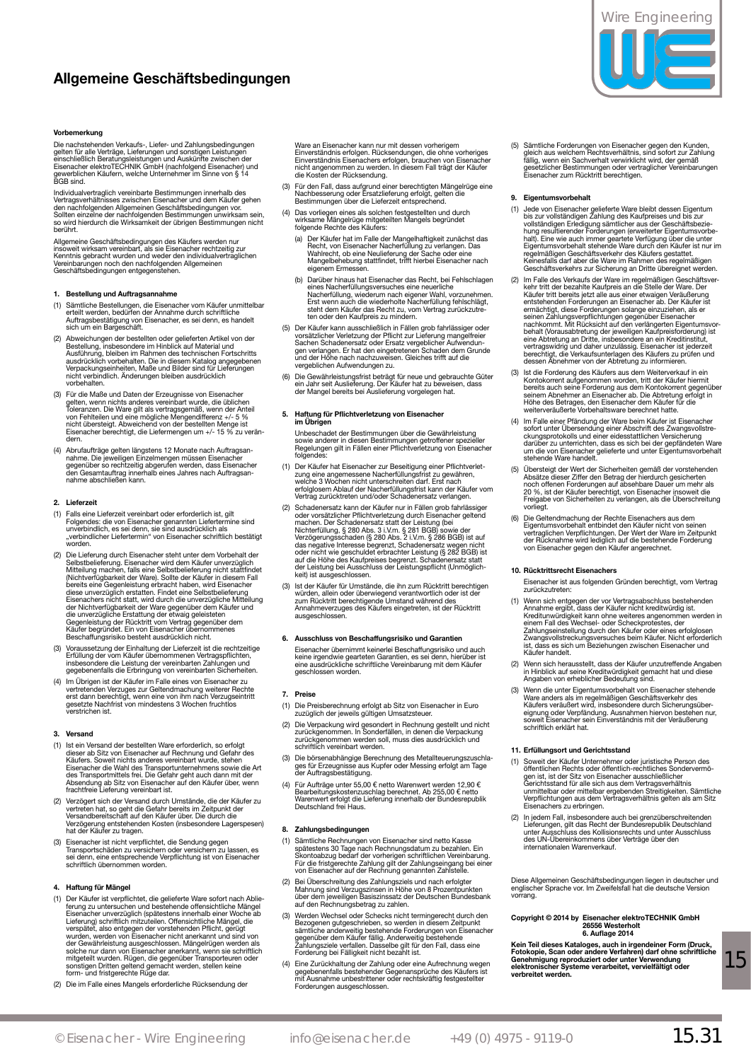# Allgemeine Geschäftsbedingungen

**Vorbemerkung**

Die nachstehenden Verkaufs-, Liefer- und Zahlungsbedingungen gelten für alle Verträge, Lieferungen und sonstigen Leistungen einschließlich Beratungsleistungen und Auskünfte zwischen der Eisenacher elektroTECHNIK GmbH (nachfolgend Eisenacher) und gewerblichen Käufern, welche Unternehmer im Sinne von § 14 BGB sind.

Individualvertraglich vereinbarte Bestimmungen innerhalb des Vertragsverhältnisses zwischen Eisenacher und dem Käufer gehen den nachfolgenden Allgemeinen Geschäftsbedingungen vor. Sollten einzelne der nachfolgenden Bestimmungen unwirksam sein, so wird hierdurch die Wirksamkeit der übrigen Bestimmungen nicht berührt.

Allgemeine Geschäftsbedingungen des Käufers werden nur insoweit wirksam vereinbart, als sie Eisenacher rechtzeitig zur Kenntnis gebracht wurden und weder den individualvertraglichen Vereinbarungen noch den nachfolgenden Allgemeinen Geschäftsbedingungen entgegenstehen.

**1. Bestellung und Auftragsannahme**

(1) Sämtliche Bestellungen, die Eisenacher vom Käufer unmittelbar erteilt werden, bedürfen der Annahme durch schriftliche Auftragsbestätigung von Eisenacher, es sei denn, es handelt sich um ein Bargeschäft.

(2) Abweichungen der bestellten oder gelieferten Artikel von der Bestellung, insbesondere im Hinblick auf Material und Ausführung, bleiben im Rahmen des technischen Fortschritts ausdrücklich vorbehalten. Die in diesem Katalog angegebenen Verpackungseinheiten, Maße und Bilder sind für Lieferungen nicht verbindlich. Änderungen bleiben ausdrücklich vorbehalten.

(3) Für die Maße und Daten der Erzeugnisse von Eisenacher gelten, wenn nichts anderes vereinbart wurde, die üblichen Toleranzen. Die Ware gilt als vertragsgemäß, wenn der Anteil von Fehlteilen und eine mögliche Mengendifferenz +/- 5 % nicht übersteigt. Abweichend von der bestellten Menge ist Eisenacher berechtigt, die Liefermengen um +/- 15 % zu verändern.

(4) Abrufaufträge gelten längstens 12 Monate nach Auftragsannahme. Die jeweiligen Einzelmengen müssen Eisenacher gegenüber so rechtzeitig abgerufen werden, dass Eisenacher den Gesamtauftrag innerhalb eines Jahres nach Auftragsannahme abschließen kann.

**2. Lieferzeit**

(1) Falls eine Lieferzeit vereinbart oder erforderlich ist, gilt Folgendes: die von Eisenacher genannten Liefertermine sind unverbindlich, es sei denn, sie sind ausdrücklich als „verbindlicher Liefertermin" von Eisenacher schriftlich bestätigt worden.

(2) Die Lieferung durch Eisenacher steht unter dem Vorbehalt der Selbstbelieferung. Eisenacher wird dem Käufer unverzüglich Mitteilung machen, falls eine Selbstbelieferung nicht stattfindet (Nichtverfügbarkeit der Ware). Sollte der Käufer in diesem Fall bereits eine Gegenleistung erbracht haben, wird Eisenacher diese unverzüglich erstatten. Findet eine Selbstbelieferung Eisenachers nicht statt, wird durch die unverzügliche Mitteilung der Nichtverfügbarkeit der Ware gegenüber dem Käufer und die unverzügliche Erstattung der etwaig geleisteten Gegenleistung der Rücktritt vom Vertrag gegenüber dem Käufer begründet. Ein von Eisenacher übernommenes Beschaffungsrisiko besteht ausdrücklich nicht.

(3) Voraussetzung der Einhaltung der Lieferzeit ist die rechtzeitige Erfüllung der vom Käufer übernommenen Vertragspflichten, insbesondere die Leistung der vereinbarten Zahlungen und gegebenenfalls die Erbringung von vereinbarten Sicherheiten.

(4) Im Übrigen ist der Käufer im Falle eines von Eisenacher zu vertretenden Verzuges zur Geltendmachung weiterer Rechte erst dann berechtigt, wenn eine von ihm nach Verzugseintritt gesetzte Nachfrist von mindestens 3 Wochen fruchtlos verstrichen ist.

**3. Versand**

(1) Ist ein Versand der bestellten Ware erforderlich, so erfolgt dieser ab Sitz von Eisenacher auf Rechnung und Gefahr des Käufers. Soweit nichts anderes vereinbart wurde, stehen Eisenacher die Wahl des Transportunternehmens sowie die Art des Transportmittels frei. Die Gefahr geht auch dann mit der Absendung ab Sitz von Eisenacher auf den Käufer über, wenn frachtfreie Lieferung vereinbart ist.

(2) Verzögert sich der Versand durch Umstände, die der Käufer zu vertreten hat, so geht die Gefahr bereits im Zeitpunkt der Versandbereitschaft auf den Käufer über. Die durch die Verzögerung entstehenden Kosten (insbesondere Lagerspesen) hat der Käufer zu tragen.

(3) Eisenacher ist nicht verpflichtet, die Sendung gegen Transportschäden zu versichern oder versichern zu lassen, es sei denn, eine entsprechende Verpflichtung ist von Eisenacher schriftlich übernommen worden.

**4. Haftung für Mängel**

(1) Der Käufer ist verpflichtet, die gelieferte Ware sofort nach Ablieferung zu untersuchen und bestehende offensichtliche Mängel Eisenacher unverzüglich (spätestens innerhalb einer Woche ab Lieferung) schriftlich mitzuteilen. Offensichtliche Mängel, die verspätet, also entgegen der vorstehenden Pflicht, gerügt wurden, werden von Eisenacher nicht anerkannt und sind von der Gewährleistung ausgeschlossen. Mängelrügen werden als solche nur dann von Eisenacher anerkannt, wenn sie schriftlich mitgeteilt wurden. Rügen, die gegenüber Transporteuren oder sonstigen Dritten geltend gemacht werden, stellen keine form- und fristgerechte Rüge dar.

(2) Die im Falle eines Mangels erforderliche Rücksendung der Ware an Eisenacher kann nur mit dessen vorherigem Einverständnis erfolgen. Rücksendungen, die ohne vorheriges Einverständnis Eisenachers erfolgen, brauchen von Eisenacher nicht angenommen zu werden. In diesem Fall trägt der Käufer die Kosten der Rücksendung.

(3) Für den Fall, dass aufgrund einer berechtigten Mängelrüge eine Nachbesserung oder Ersatzlieferung erfolgt, gelten die Bestimmungen über die Lieferzeit entsprechend.

(4) Das vorliegen eines als solchen festgestellten und durch wirksame Mängelrüge mitgeteilten Mangels begründet folgende Rechte des Käufers:

(a) Der Käufer hat im Falle der Mangelhaftigkeit zunächst das Recht, von Eisenacher Nacherfüllung zu verlangen. Das Wahlrecht, ob eine Neulieferung der Sache oder eine Mangelbehebung stattfindet, trifft hierbei Eisenacher nach eigenem Ermessen.

(b) Darüber hinaus hat Eisenacher das Recht, bei Fehlschlagen eines Nacherfüllungsversuches eine neuerliche Nacherfüllung, wiederum nach eigener Wahl, vorzunehmen. Erst wenn auch die wiederholte Nacherfüllung fehlschlägt, steht dem Käufer das Recht zu, vom Vertrag zurückzutreten oder den Kaufpreis zu mindern.

(5) Der Käufer kann ausschließlich in Fällen grob fahrlässiger oder vorsätzlicher Verletzung der Pflicht zur Lieferung mangelfreier Sachen Schadenersatz oder Ersatz vergeblicher Aufwendungen verlangen. Er hat den eingetretenen Schaden dem Grunde und der Höhe nach nachzuweisen. Gleiches trifft auf die vergeblichen Aufwendungen zu.

(6) Die Gewährleistungsfrist beträgt für neue und gebrauchte Güter ein Jahr seit Auslieferung. Der Käufer hat zu beweisen, dass der Mangel bereits bei Auslieferung vorgelegen hat.

**5. Haftung für Pflichtverletzung von Eisenacher im Übrigen**

Unbeschadet der Bestimmungen über die Gewährleistung sowie anderer in diesen Bestimmungen getroffener spezieller Regelungen gilt in Fällen einer Pflichtverletzung von Eisenacher folgendes:

(1) Der Käufer hat Eisenacher zur Beseitigung einer Pflichtverletzung eine angemessene Nacherfüllungsfrist zu gewähren, welche 3 Wochen nicht unterschreiten darf. Erst nach erfolglosem Ablauf der Nacherfüllungsfrist kann der Käufer vom Vertrag zurücktreten und/oder Schadenersatz verlangen.

(2) Schadenersatz kann der Käufer nur in Fällen grob fahrlässiger oder vorsätzlicher Pflichtverletzung durch Eisenacher geltend machen. Der Schadenersatz statt der Leistung (bei Nichterfüllung, § 280 Abs. 3 i.V.m. § 281 BGB) sowie der Verzögerungsschaden (§ 280 Abs. 2 i.V.m. § 286 BGB) ist auf das negative Interesse begrenzt, Schadenersatz wegen nicht oder nicht wie geschuldet erbrachter Leistung (§ 282 BGB) ist auf die Höhe des Kaufpreises begrenzt. Schadenersatz statt der Leistung bei Ausschluss der Leistungspflicht (Unmöglichkeit) ist ausgeschlossen.

(3) Ist der Käufer für Umstände, die ihn zum Rücktritt berechtigen würden, allein oder überwiegend verantwortlich oder ist der zum Rücktritt berechtigende Umstand während des Annahmeverzuges des Käufers eingetreten, ist der Rücktritt ausgeschlossen.

**6. Ausschluss von Beschaffungsrisiko und Garantien**

Eisenacher übernimmt keinerlei Beschaffungsrisiko und auch keine irgendwie gearteten Garantien, es sei denn, hierüber ist eine ausdrückliche schriftliche Vereinbarung mit dem Käufer geschlossen worden.

**7. Preise**

(1) Die Preisberechnung erfolgt ab Sitz von Eisenacher in Euro zuzüglich der jeweils gültigen Umsatzsteuer.

(2) Die Verpackung wird gesondert in Rechnung gestellt und nicht zurückgenommen. In Sonderfällen, in denen die Verpackung zurückgenommen werden soll, muss dies ausdrücklich und schriftlich vereinbart werden.

(3) Die börsenabhängige Berechnung des Metallteuerungszuschlages für Erzeugnisse aus Kupfer oder Messing erfolgt am Tage der Auftragsbestätigung.

(4) Für Aufträge unter 55,00 € netto Warenwert werden 12,90 € Bearbeitungskostenzuschlag berechnet. Ab 255,00 € netto Warenwert erfolgt die Lieferung innerhalb der Bundesrepublik Deutschland frei Haus.

**8. Zahlungsbedingungen**

(1) Sämtliche Rechnungen von Eisenacher sind netto Kasse spätestens 30 Tage nach Rechnungsdatum zu bezahlen. Ein Skontoabzug bedarf der vorherigen schriftlichen Vereinbarung. Für die fristgerechte Zahlung gilt der Zahlungseingang bei einer von Eisenacher auf der Rechnung genannten Zahlstelle.

(2) Bei Überschreitung des Zahlungsziels und nach erfolgter Mahnung sind Verzugszinsen in Höhe von 8 Prozentpunkten über dem jeweiligen Basiszinssatz der Deutschen Bundesbank auf den Rechnungsbetrag zu zahlen.

(3) Werden Wechsel oder Schecks nicht termingerecht durch den Bezogenen gutgeschrieben, so werden in diesem Zeitpunkt sämtliche anderweitig bestehende Forderungen von Eisenacher gegenüber dem Käufer fällig. Anderweitig bestehende Zahlungsziele verfallen. Dasselbe gilt für den Fall, dass eine Forderung bei Fälligkeit nicht bezahlt ist.

(4) Eine Zurückhaltung der Zahlung oder eine Aufrechnung wegen gegebenenfalls bestehender Gegenansprüche des Käufers ist mit Ausnahme unbestrittener oder rechtskräftig festgestellter Forderungen ausgeschlossen.

(5) Sämtliche Forderungen von Eisenacher gegen den Kunden, gleich aus welchem Rechtsverhältnis, sind sofort zur Zahlung fällig, wenn ein Sachverhalt verwirklicht wird, der gemäß gesetzlicher Bestimmungen oder vertraglicher Vereinbarungen Eisenacher zum Rücktritt berechtigen.

**9. Eigentumsvorbehalt**

(1) Jede von Eisenacher gelieferte Ware bleibt dessen Eigentum bis zur vollständigen Zahlung des Kaufpreises und bis zur vollständigen Erledigung sämtlicher aus der Geschäftsbeziehung resultierender Forderungen (erweiterter Eigentumsvorbehalt). Eine wie auch immer geartete Verfügung über die unter Eigentumsvorbehalt stehende Ware durch den Käufer ist nur im regelmäßigen Geschäftsverkehr des Käufers gestattet. Keinesfalls darf aber die Ware im Rahmen des regelmäßigen Geschäftsverkehrs zur Sicherung an Dritte übereignet werden.

(2) Im Falle des Verkaufs der Ware im regelmäßigen Geschäftsverkehr tritt der bezahlte Kaufpreis an die Stelle der Ware. Der Käufer tritt bereits jetzt alle aus einer etwaigen Veräußerung entstehenden Forderungen an Eisenacher ab. Der Käufer ist ermächtigt, diese Forderungen solange einzuziehen, als er seinen Zahlungsverpflichtungen gegenüber Eisenacher nachkommt. Mit Rücksicht auf den verlängerten Eigentumsvorbehalt (Vorausabtretung der jeweiligen Kaufpreisforderung) ist eine Abtretung an Dritte, insbesondere an ein Kreditinstitut, vertragswidrig und daher unzulässig. Eisenacher ist jederzeit berechtigt, die Verkaufsunterlagen des Käufers zu prüfen und dessen Abnehmer von der Abtretung zu informieren.

(3) Ist die Forderung des Käufers aus dem Weiterverkauf in ein Kontokorrent aufgenommen worden, tritt der Käufer hiermit bereits auch seine Forderung aus dem Kontokorrent gegenüber seinem Abnehmer an Eisenacher ab. Die Abtretung erfolgt in Höhe des Betrages, den Eisenacher dem Käufer für die weiterveräußerte Vorbehaltsware berechnet hatte.

(4) Im Falle einer Pfändung der Ware beim Käufer ist Eisenacher sofort unter Übersendung einer Abschrift des Zwangsvollstreckungsprotokolls und einer eidesstattlichen Versicherung darüber zu unterrichten, dass es sich bei der gepfändeten Ware um die von Eisenacher gelieferte und unter Eigentumsvorbehalt stehende Ware handelt.

(5) Übersteigt der Wert der Sicherheiten gemäß der vorstehenden Absätze dieser Ziffer den Betrag der hierdurch gesicherten noch offenen Forderungen auf absehbare Dauer um mehr als 20 %, ist der Käufer berechtigt, von Eisenacher insoweit die Freigabe von Sicherheiten zu verlangen, als die Überschreitung vorliegt.

(6) Die Geltendmachung der Rechte Eisenachers aus dem Eigentumsvorbehalt entbindet den Käufer nicht von seinen vertraglichen Verpflichtungen. Der Wert der Ware im Zeitpunkt der Rücknahme wird lediglich auf die bestehende Forderung von Eisenacher gegen den Käufer angerechnet.

**10. Rücktrittsrecht Eisenachers**

Eisenacher ist aus folgenden Gründen berechtigt, vom Vertrag zurückzutreten:

(1) Wenn sich entgegen der vor Vertragsabschluss bestehenden Annahme ergibt, dass der Käufer nicht kreditwürdig ist. Kreditunwürdigkeit kann ohne weiteres angenommen werden in einem Fall des Wechsel- oder Scheckprotestes, der Zahlungseinstellung durch den Käufer oder eines erfolglosen Zwangsvollstreckungsversuches beim Käufer. Nicht erforderlich ist, dass es sich um Beziehungen zwischen Eisenacher und Käufer handelt.

(2) Wenn sich herausstellt, dass der Käufer unzutreffende Angaben im Hinblick auf seine Kreditwürdigkeit gemacht hat und diese Angaben von erheblicher Bedeutung sind.

(3) Wenn die unter Eigentumsvorbehalt von Eisenacher stehende Ware anders als im regelmäßigen Geschäftsverkehr des Käufers veräußert wird, insbesondere durch Sicherungsübereignung oder Verpfändung. Ausnahmen hiervon bestehen nur, soweit Eisenacher sein Einverständnis mit der Veräußerung schriftlich erklärt hat.

**11. Erfüllungsort und Gerichtsstand**

(1) Soweit der Käufer Unternehmer oder juristische Person des öffentlichen Rechts oder öffentlich-rechtliches Sondervermögen ist, ist der Sitz von Eisenacher ausschließlicher Gerichtsstand für alle sich aus dem Vertragsverhältnis unmittelbar oder mittelbar ergebenden Streitigkeiten. Sämtliche Verpflichtungen aus dem Vertragsverhältnis gelten als am Sitz Eisenachers zu erbringen.

(2) In jedem Fall, insbesondere auch bei grenzüberschreitenden Lieferungen, gilt das Recht der Bundesrepublik Deutschland unter Ausschluss des Kollisionsrechts und unter Ausschluss des UN-Übereinkommens über Verträge über den internationalen Warenverkauf.

Diese Allgemeinen Geschäftsbedingungen liegen in deutscher und englischer Sprache vor. Im Zweifelsfall hat die deutsche Version vorrang.

**Copyright © 2014 by Eisenacher elektroTECHNIK GmbH**
**26556 Westerholt**
**6. Auflage 2014**

**Kein Teil dieses Kataloges, auch in irgendeiner Form (Druck, Fotokopie, Scan oder andere Verfahren) darf ohne schriftliche Genehmigung reproduziert oder unter Verwendung elektronischer Systeme verarbeitet, vervielfältigt oder verbreitet werden.**